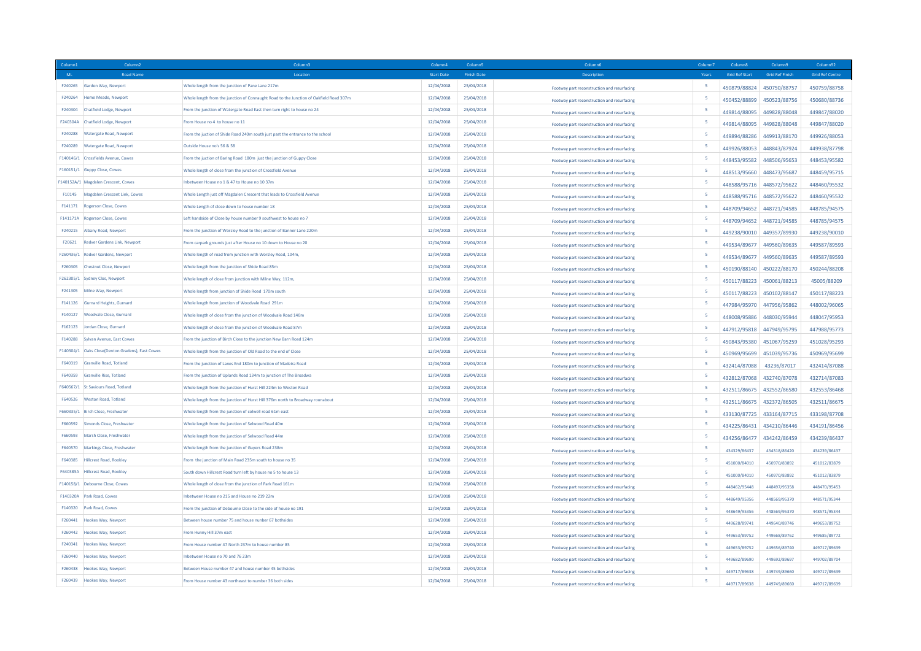| Column1 | Column2 | Column3 | Column4 | Column5 | Column6 | Column7 | Column8 | Column9 | Column92 |
|---|---|---|---|---|---|---|---|---|---|
| ML | Road Name | Location | Start Date | Finish Date | Description | Years | Grid Ref Start | Grid Ref Finish | Grid Ref Centre |
| F240265 | Garden Way, Newport | Whole length from the junction of Pane Lane 217m | 12/04/2018 | 25/04/2018 | Footway part reconstruction and resurfacing | 5 | 450879/88824 | 450750/88757 | 450759/88758 |
| F240264 | Home Meade, Newport | Whole length from the junction of Connaught Road to the Junction of Oakfield Road 307m | 12/04/2018 | 25/04/2018 | Footway part reconstruction and resurfacing | 5 | 450452/88899 | 450523/88756 | 450680/88736 |
| F240304 | Chatfield Lodge, Newport | From the junction of Watergate Road East then turn right to house no 24 | 12/04/2018 | 25/04/2018 | Footway part reconstruction and resurfacing | 5 | 449814/88095 | 449828/88048 | 449847/88020 |
| F240304A | Chatfield Lodge, Newport | From House no 4 to house no 11 | 12/04/2018 | 25/04/2018 | Footway part reconstruction and resurfacing | 5 | 449814/88095 | 449828/88048 | 449847/88020 |
| F240288 | Watergate Road, Newport | From the juction of Shide Road 240m south just past the entrance to the school | 12/04/2018 | 25/04/2018 | Footway part reconstruction and resurfacing | 5 | 449894/88286 | 449913/88170 | 449926/88053 |
| F240289 | Watergate Road, Newport | Outside House no's 56 & 58 | 12/04/2018 | 25/04/2018 | Footway part reconstruction and resurfacing | 5 | 449926/88053 | 448843/87924 | 449938/87798 |
| F140146/1 | Crossfields Avenue, Cowes | From the juction of Baring Road 180m just the junction of Guppy Close | 12/04/2018 | 25/04/2018 | Footway part reconstruction and resurfacing | 5 | 448453/95582 | 448506/95653 | 448453/95582 |
| F160151/1 | Guppy Close, Cowes | Whole length of close from the junction of Crossfield Avenue | 12/04/2018 | 25/04/2018 | Footway part reconstruction and resurfacing | 5 | 448513/95660 | 448473/95687 | 448459/95715 |
| F140152A/1 | Magdalen Crescent, Cowes | Inbetween House no 1 & 47 to House no 10 37m | 12/04/2018 | 25/04/2018 | Footway part reconstruction and resurfacing | 5 | 448588/95716 | 448572/95622 | 448460/95532 |
| F10145 | Magdalen Crescent Link, Cowes | Whole Length just off Magdalen Crescent that leads to Crossfield Avenue | 12/04/2018 | 25/04/2018 | Footway part reconstruction and resurfacing | 5 | 448588/95716 | 448572/95622 | 448460/95532 |
| F141171 | Rogerson Close, Cowes | Whole Length of close down to house number 18 | 12/04/2018 | 25/04/2018 | Footway part reconstruction and resurfacing | 5 | 448709/94652 | 448721/94585 | 448785/94575 |
| F141171A | Rogerson Close, Cowes | Left handside of Close by house number 9 southwest to house no 7 | 12/04/2018 | 25/04/2018 | Footway part reconstruction and resurfacing | 5 | 448709/94652 | 448721/94585 | 448785/94575 |
| F240215 | Albany Road, Newport | From the junction of Worsley Road to the junction of Banner Lane 220m | 12/04/2018 | 25/04/2018 | Footway part reconstruction and resurfacing | 5 | 449238/90010 | 449357/89930 | 449238/90010 |
| F20621 | Redver Gardens Link, Newport | From carpark grounds just after House no 10 down to House no 20 | 12/04/2018 | 25/04/2018 | Footway part reconstruction and resurfacing | 5 | 449534/89677 | 449560/89635 | 449587/89593 |
| F260436/1 | Redver Gardens, Newport | Whole length of road from junction with Worsley Road, 104m, | 12/04/2018 | 25/04/2018 | Footway part reconstruction and resurfacing | 5 | 449534/89677 | 449560/89635 | 449587/89593 |
| F260305 | Chestnut Close, Newport | Whole length from the junction of Shide Road 85m | 12/04/2018 | 25/04/2018 | Footway part reconstruction and resurfacing | 5 | 450190/88140 | 450222/88170 | 450244/88208 |
| F262305/1 | Sydney Clos, Newport | Whole length of close from junction with Milne Way, 112m, | 12/04/2018 | 25/04/2018 | Footway part reconstruction and resurfacing | 5 | 450117/88223 | 450061/88213 | 45005/88209 |
| F241305 | Milne Way, Newport | Whole length from junction of Shide Road 170m south | 12/04/2018 | 25/04/2018 | Footway part reconstruction and resurfacing | 5 | 450117/88223 | 450102/88147 | 450117/88223 |
| F141126 | Gurnard Heights, Gurnard | Whole length from junction of Woodvale Road 291m | 12/04/2018 | 25/04/2018 | Footway part reconstruction and resurfacing | 5 | 447984/95970 | 447956/95862 | 448002/96065 |
| F140127 | Woodvale Close, Gurnard | Whole length of close from the junction of Woodvale Road 140m | 12/04/2018 | 25/04/2018 | Footway part reconstruction and resurfacing | 5 | 448008/95886 | 448030/95944 | 448047/95953 |
| F162123 | Jordan Close, Gurnard | Whole length of close from the junction of Woodvale Road 87m | 12/04/2018 | 25/04/2018 | Footway part reconstruction and resurfacing | 5 | 447912/95818 | 447949/95795 | 447988/95773 |
| F140288 | Sylvan Avenue, East Cowes | From the junction of Birch Close to the junction New Barn Road 124m | 12/04/2018 | 25/04/2018 | Footway part reconstruction and resurfacing | 5 | 450843/95380 | 451067/95259 | 451028/95293 |
| F140304/1 | Oaks Close(Denton Gradens), East Cowes | Whole length from the junction of Old Road to the end of Close | 12/04/2018 | 25/04/2018 | Footway part reconstruction and resurfacing | 5 | 450969/95699 | 451039/95736 | 450969/95699 |
| F640319 | Granville Road, Totland | From the junction of Lanes End 180m to junction of Madeira Road | 12/04/2018 | 25/04/2018 | Footway part reconstruction and resurfacing | 5 | 432414/87088 | 43236/87017 | 432414/87088 |
| F640359 | Granville Rise, Totland | From the junction of Uplands Road 134m to junction of The Broadwa | 12/04/2018 | 25/04/2018 | Footway part reconstruction and resurfacing | 5 | 432812/87068 | 432740/87078 | 432714/87083 |
| F640567/1 | St Saviours Road, Totland | Whole length from the junction of Hurst Hill 224m to Weston Road | 12/04/2018 | 25/04/2018 | Footway part reconstruction and resurfacing | 5 | 432511/86675 | 432552/86580 | 432553/86468 |
| F640526 | Weston Road, Totland | Whole length from the junction of Hurst Hill 376m north to Broadway rounabout | 12/04/2018 | 25/04/2018 | Footway part reconstruction and resurfacing | 5 | 432511/86675 | 432372/86505 | 432511/86675 |
| F660335/1 | Birch Close, Freshwater | Whole length from the junction of colwell road 61m east | 12/04/2018 | 25/04/2018 | Footway part reconstruction and resurfacing | 5 | 433130/87725 | 433164/87715 | 433198/87708 |
| F660592 | Simonds Close, Freshwater | Whole length from the junction of Selwood Road 40m | 12/04/2018 | 25/04/2018 | Footway part reconstruction and resurfacing | 5 | 434225/86431 | 434210/86446 | 434191/86456 |
| F660593 | Marsh Close, Freshwater | Whole length from the junction of Selwood Road 44m | 12/04/2018 | 25/04/2018 | Footway part reconstruction and resurfacing | 5 | 434256/86477 | 434242/86459 | 434239/86437 |
| F640570 | Markings Close, Freshwater | Whole length from the junction of Guyers Road 238m | 12/04/2018 | 25/04/2018 | Footway part reconstruction and resurfacing | 5 | 434329/86437 | 434318/86420 | 434239/86437 |
| F640385 | Hillcrest Road, Rookley | From the junction of Main Road 235m south to house no 35 | 12/04/2018 | 25/04/2018 | Footway part reconstruction and resurfacing | 5 | 451000/84010 | 450970/83892 | 451012/83879 |
| F640385A | Hillcrest Road, Rookley | South down Hillcrest Road turn left by house no 5 to house 13 | 12/04/2018 | 25/04/2018 | Footway part reconstruction and resurfacing | 5 | 451000/84010 | 450970/83892 | 451012/83879 |
| F140158/1 | Debourne Close, Cowes | Whole length of close from the junction of Park Road 161m | 12/04/2018 | 25/04/2018 | Footway part reconstruction and resurfacing | 5 | 448462/95448 | 448497/95358 | 448470/95453 |
| F140320A | Park Road, Cowes | Inbetween House no 215 and House no 219 22m | 12/04/2018 | 25/04/2018 | Footway part reconstruction and resurfacing | 5 | 448649/95356 | 448569/95370 | 448571/95344 |
| F140320 | Park Road, Cowes | From the junction of Debourne Close to the side of house no 191 | 12/04/2018 | 25/04/2018 | Footway part reconstruction and resurfacing | 5 | 448649/95356 | 448569/95370 | 448571/95344 |
| F260441 | Hookes Way, Newport | Between house number 75 and house number 67 bothsides | 12/04/2018 | 25/04/2018 | Footway part reconstruction and resurfacing | 5 | 449628/89741 | 449640/89746 | 449653/89752 |
| F260442 | Hookes Way, Newport | From Hunny Hill 37m east | 12/04/2018 | 25/04/2018 | Footway part reconstruction and resurfacing | 5 | 449653/89752 | 449668/89762 | 449685/89772 |
| F240341 | Hookes Way, Newport | From House number 47 North 237m to house number 85 | 12/04/2018 | 25/04/2018 | Footway part reconstruction and resurfacing | 5 | 449653/89752 | 449656/89740 | 449717/89639 |
| F260440 | Hookes Way, Newport | Inbetween House no 70 and 76 23m | 12/04/2018 | 25/04/2018 | Footway part reconstruction and resurfacing | 5 | 449682/89690 | 449692/89697 | 449702/89704 |
| F260438 | Hookes Way, Newport | Between House number 47 and house number 45 bothsides | 12/04/2018 | 25/04/2018 | Footway part reconstruction and resurfacing | 5 | 449717/89638 | 449749/89660 | 449717/89639 |
| F260439 | Hookes Way, Newport | From House number 43 northeast to number 36 both sides | 12/04/2018 | 25/04/2018 | Footway part reconstruction and resurfacing | 5 | 449717/89638 | 449749/89660 | 449717/89639 |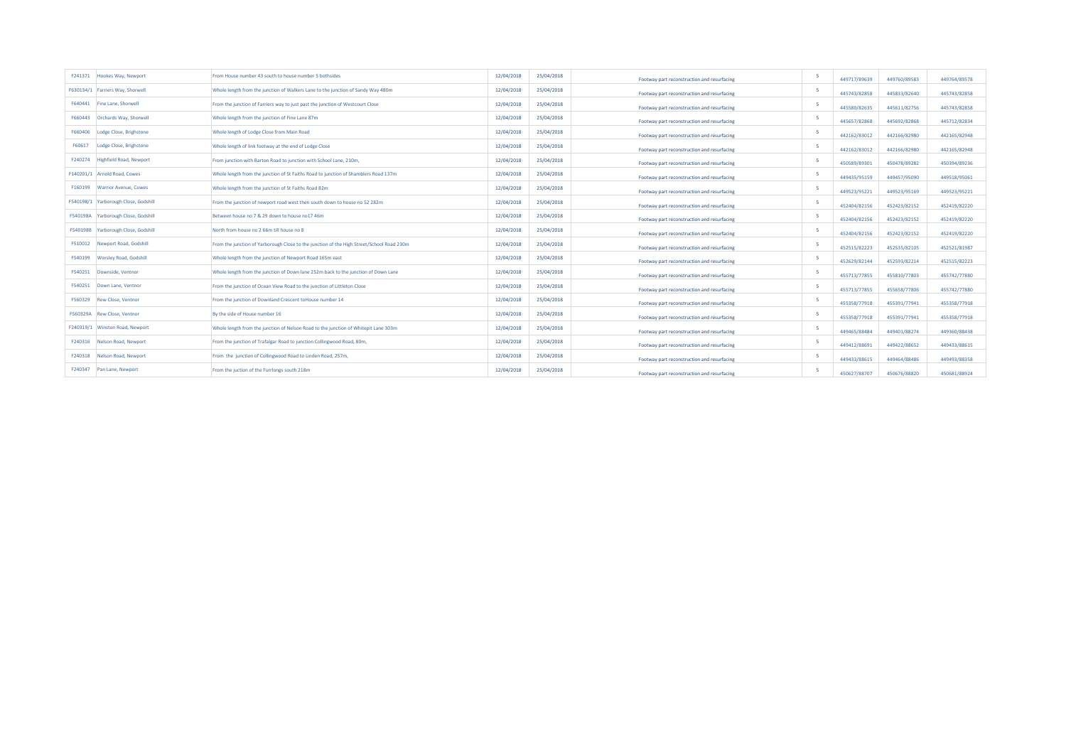| | | | | | | | | | |
|---|---|---|---|---|---|---|---|---|---|
| F241371 | Hookes Way, Newport | From House number 43 south to house number 5 bothsides | 12/04/2018 | 25/04/2018 | Footway part reconstruction and resurfacing | 5 | 449717/89639 | 449760/89583 | 449764/89578 |
| F630134/1 | Farriers Way, Shorwell | Whole length from the junction of Walkers Lane to the junction of Sandy Way 480m | 12/04/2018 | 25/04/2018 | Footway part reconstruction and resurfacing | 5 | 445743/82858 | 445833/82640 | 445743/82858 |
| F640441 | Fine Lane, Shorwell | From the junction of Farriers way to just past the junction of Westcourt Close | 12/04/2018 | 25/04/2018 | Footway part reconstruction and resurfacing | 5 | 445580/82635 | 445611/82756 | 445743/82858 |
| F660443 | Orchards Way, Shorwell | Whole length from the junction of Fine Lane 87m | 12/04/2018 | 25/04/2018 | Footway part reconstruction and resurfacing | 5 | 445657/82868 | 445692/82868 | 445712/82834 |
| F660406 | Lodge Close, Brighstone | Whole length of Lodge Close from Main Road | 12/04/2018 | 25/04/2018 | Footway part reconstruction and resurfacing | 5 | 442162/83012 | 442166/82980 | 442165/82948 |
| F60617 | Lodge Close, Brighstone | Whole length of link footway at the end of Lodge Close | 12/04/2018 | 25/04/2018 | Footway part reconstruction and resurfacing | 5 | 442162/83012 | 442166/82980 | 442165/82948 |
| F240274 | Highfield Road, Newport | From junction with Barton Road to junction with School Lane, 210m, | 12/04/2018 | 25/04/2018 | Footway part reconstruction and resurfacing | 5 | 450589/89301 | 450478/89282 | 450394/89236 |
| F140201/1 | Arnold Road, Cowes | Whole length from the junction of St Faiths Road to junction of Shamblers Road 137m | 12/04/2018 | 25/04/2018 | Footway part reconstruction and resurfacing | 5 | 449435/95159 | 449457/95090 | 449518/95061 |
| F160199 | Warrior Avenue, Cowes | Whole length from the junction of St Faiths Road 82m | 12/04/2018 | 25/04/2018 | Footway part reconstruction and resurfacing | 5 | 449523/95221 | 449523/95169 | 449523/95221 |
| F540198/1 | Yarborough Close, Godshill | From the junction of newport road west then south down to house no 52 282m | 12/04/2018 | 25/04/2018 | Footway part reconstruction and resurfacing | 5 | 452404/82156 | 452423/82152 | 452419/82220 |
| F540198A | Yarborough Close, Godshill | Between house no 7 & 29 down to house no17 46m | 12/04/2018 | 25/04/2018 | Footway part reconstruction and resurfacing | 5 | 452404/82156 | 452423/82152 | 452419/82220 |
| F540198B | Yarborough Close, Godshill | North from house no 2 66m till house no 8 | 12/04/2018 | 25/04/2018 | Footway part reconstruction and resurfacing | 5 | 452404/82156 | 452423/82152 | 452419/82220 |
| F510012 | Newport Road, Godshill | From the junction of Yarborough Close to the junction of the High Street/School Road 230m | 12/04/2018 | 25/04/2018 | Footway part reconstruction and resurfacing | 5 | 452515/82223 | 452535/82105 | 452521/81987 |
| F540199 | Worsley Road, Godshill | Whole length from the junction of Newport Road 165m east | 12/04/2018 | 25/04/2018 | Footway part reconstruction and resurfacing | 5 | 452629/82144 | 452593/82214 | 452515/82223 |
| F540251 | Downside, Ventnor | Whole length from the junction of Down lane 252m back to the junction of Down Lane | 12/04/2018 | 25/04/2018 | Footway part reconstruction and resurfacing | 5 | 455713/77855 | 455810/77803 | 455742/77880 |
| F540251 | Down Lane, Ventnor | From the junction of Ocean View Road to the junction of Littleton Close | 12/04/2018 | 25/04/2018 | Footway part reconstruction and resurfacing | 5 | 455713/77855 | 455658/77806 | 455742/77880 |
| F560329 | Rew Close, Ventnor | From the junction of Downland Crescent toHouse number 14 | 12/04/2018 | 25/04/2018 | Footway part reconstruction and resurfacing | 5 | 455358/77918 | 455391/77941 | 455358/77918 |
| F560329A | Rew Close, Ventnor | By the side of House number 16 | 12/04/2018 | 25/04/2018 | Footway part reconstruction and resurfacing | 5 | 455358/77918 | 455391/77941 | 455358/77918 |
| F240319/1 | Winston Road, Newport | Whole length from the junction of Nelson Road to the junction of Whitepit Lane 303m | 12/04/2018 | 25/04/2018 | Footway part reconstruction and resurfacing | 5 | 449465/88484 | 449401/88274 | 449360/88438 |
| F240316 | Nelson Road, Newport | From the junction of Trafalgar Road to junction Collingwood Road, 80m, | 12/04/2018 | 25/04/2018 | Footway part reconstruction and resurfacing | 5 | 449412/88691 | 449422/88652 | 449433/88615 |
| F240318 | Nelson Road, Newport | From the junction of Collingwood Road to Linden Road, 257m, | 12/04/2018 | 25/04/2018 | Footway part reconstruction and resurfacing | 5 | 449433/88615 | 449464/88486 | 449493/88358 |
| F240347 | Pan Lane, Newport | From the juction of the Furrlongs south 218m | 12/04/2018 | 25/04/2018 | Footway part reconstruction and resurfacing | 5 | 450627/88707 | 450676/88820 | 450681/88924 |